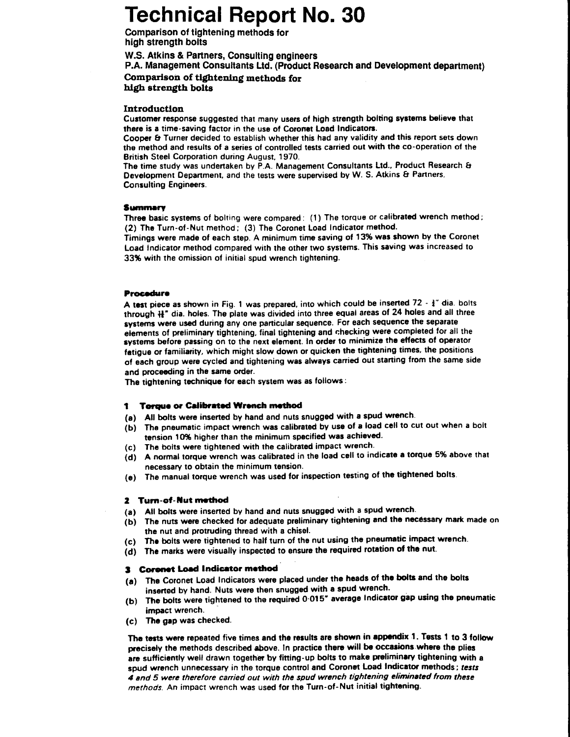# Technical Report No. 30

**Comparison of tightening methods for high strength bolts**

**W.S. Atkins & Partners, Consulting engineers**

**P.A. Management Consultants Ltd. (Product Research and Development department)**

**Comparison of tightening methods for high strength bolts**

### Introduction

Customer response suggested that many users of high strength bolting systems believe that there is a time-saving factor in the use of Coronet Load Indicators.

Cooper & Turner decided to establish whether this had any validity and this report sets down the method and results of a series of controlled tests carried out with the co-operation of the British Steel Corporation during August, 1970.

The time study was undertaken by P.A. Management Consultants Ltd., Product Research & Development Department, and the tests were supervised by W. S. Atkins & Partners, Consulting Engineers.

### Summary

Three basic systems of bolting were compared: (1) The torque or calibrated wrench method; (2) The Turn-of-Nut method; (3) The Coronet Load Indicator method.

Timings were made of each step. A minimum time saving of 13% was shown by the Coronet Load Indicator method compared with the other two systems. This saving was increased to 33% with the omission of initial spud wrench tightening.

### Procedure

A test piece as shown in Fig. 1 was prepared, into which could be inserted 72 - ¾" dia. bolts through 13/16" dia. holes. The plate was divided into three equal areas of 24 holes and all three systems were used during any one particular sequence. For each sequence the separate elements of preliminary tightening, final tightening and checking were completed for all the systems before passing on to the next element. In order to minimize the effects of operator fatigue or familiarity, which might slow down or quicken the tightening times, the positions of each group were cycled and tightening was always carried out starting from the same side and proceeding in the same order.

The tightening technique for each system was as follows:

#### 1 Torque or Calibrated Wrench method

(a) All bolts were inserted by hand and nuts snugged with a spud wrench.
(b) The pneumatic impact wrench was calibrated by use of a load cell to cut out when a bolt tension 10% higher than the minimum specified was achieved.
(c) The bolts were tightened with the calibrated impact wrench.
(d) A normal torque wrench was calibrated in the load cell to indicate a torque 5% above that necessary to obtain the minimum tension.
(e) The manual torque wrench was used for inspection testing of the tightened bolts.

#### 2 Turn-of-Nut method

(a) All bolts were inserted by hand and nuts snugged with a spud wrench.
(b) The nuts were checked for adequate preliminary tightening and the necessary mark made on the nut and protruding thread with a chisel.
(c) The bolts were tightened to half turn of the nut using the pneumatic impact wrench.
(d) The marks were visually inspected to ensure the required rotation of the nut.

#### 3 Coronet Load Indicator method

(a) The Coronet Load Indicators were placed under the heads of the bolts and the bolts inserted by hand. Nuts were then snugged with a spud wrench.
(b) The bolts were tightened to the required 0·015" average Indicator gap using the pneumatic impact wrench.
(c) The gap was checked.

The tests were repeated five times and the results are shown in appendix 1. Tests 1 to 3 follow precisely the methods described above. In practice there will be occasions where the plies are sufficiently well drawn together by fitting-up bolts to make preliminary tightening with a spud wrench unnecessary in the torque control and Coronet Load Indicator methods; *tests 4 and 5 were therefore carried out with the spud wrench tightening eliminated from these methods.* An impact wrench was used for the Turn-of-Nut initial tightening.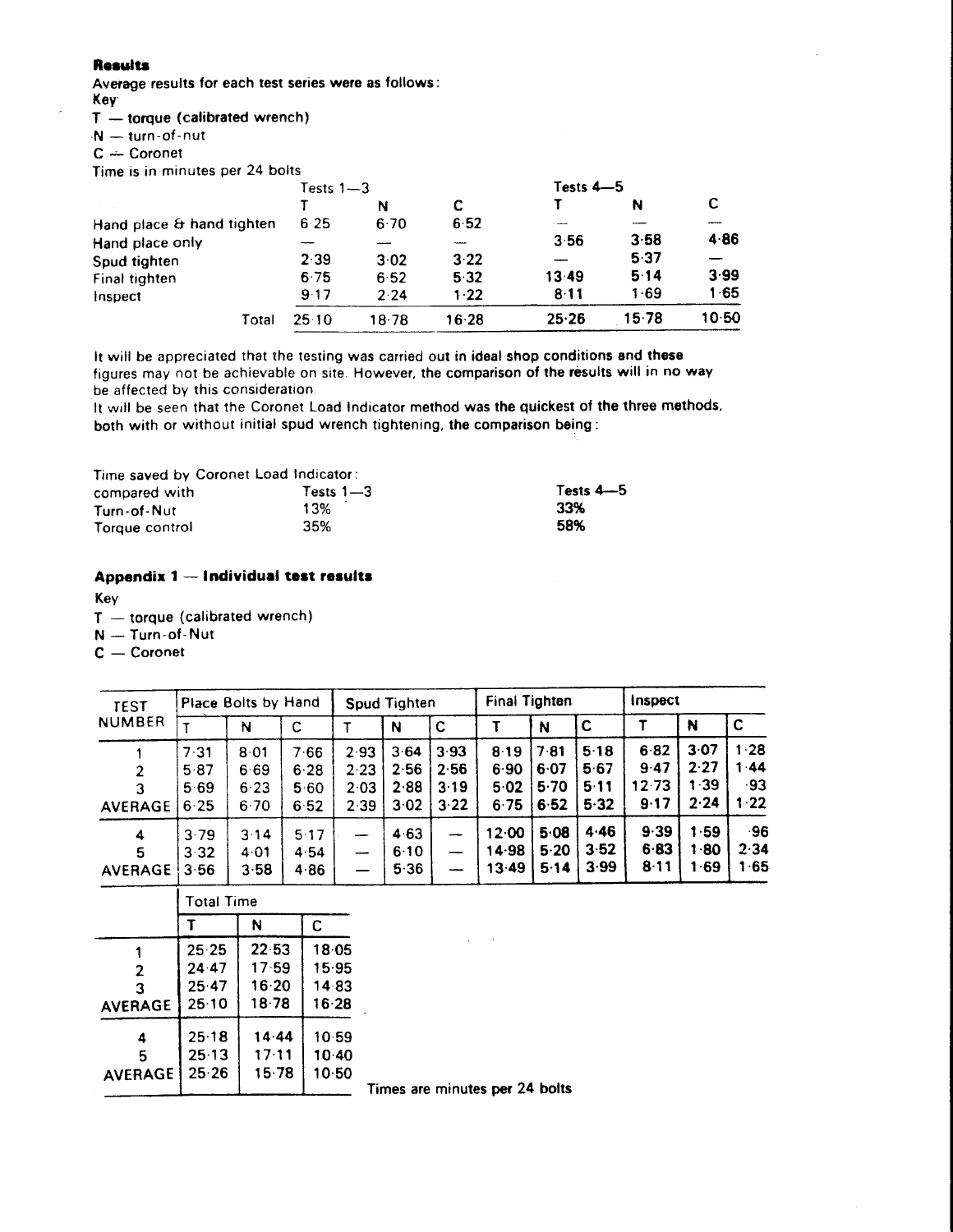### Results

Average results for each test series were as follows:

Key

T — torque (calibrated wrench)

N — turn-of-nut

C — Coronet

Time is in minutes per 24 bolts

| | Tests 1—3 | | | Tests 4—5 | | |
|---|---|---|---|---|---|---|
| | T | N | C | T | N | C |
| Hand place & hand tighten | 6·25 | 6·70 | 6·52 | — | — | — |
| Hand place only | — | — | — | 3·56 | 3·58 | 4·86 |
| Spud tighten | 2·39 | 3·02 | 3·22 | — | 5·37 | — |
| Final tighten | 6·75 | 6·52 | 5·32 | 13·49 | 5·14 | 3·99 |
| Inspect | 9·17 | 2·24 | 1·22 | 8·11 | 1·69 | 1·65 |
| Total | 25·10 | 18·78 | 16·28 | 25·26 | 15·78 | 10·50 |

It will be appreciated that the testing was carried out in ideal shop conditions and these figures may not be achievable on site. However, the comparison of the results will in no way be affected by this consideration.

It will be seen that the Coronet Load Indicator method was the quickest of the three methods, both with or without initial spud wrench tightening, the comparison being:

| Time saved by Coronet Load Indicator: compared with | Tests 1—3 | Tests 4—5 |
|---|---|---|
| Turn-of-Nut | 13% | **33%** |
| Torque control | 35% | **58%** |

### Appendix 1 — Individual test results

Key

T — torque (calibrated wrench)

N — Turn-of-Nut

C — Coronet

| TEST NUMBER | Place Bolts by Hand | | | Spud Tighten | | | Final Tighten | | | Inspect | | |
|---|---|---|---|---|---|---|---|---|---|---|---|---|
| | T | N | C | T | N | C | T | N | C | T | N | C |
| 1 | 7·31 | 8·01 | 7·66 | 2·93 | 3·64 | 3·93 | 8·19 | 7·81 | 5·18 | 6·82 | 3·07 | 1·28 |
| 2 | 5·87 | 6·69 | 6·28 | 2·23 | 2·56 | 2·56 | 6·90 | 6·07 | 5·67 | 9·47 | 2·27 | 1·44 |
| 3 | 5·69 | 6·23 | 5·60 | 2·03 | 2·88 | 3·19 | 5·02 | 5·70 | 5·11 | 12·73 | 1·39 | ·93 |
| AVERAGE | 6·25 | 6·70 | 6·52 | 2·39 | 3·02 | 3·22 | 6·75 | 6·52 | 5·32 | 9·17 | 2·24 | 1·22 |
| 4 | 3·79 | 3·14 | 5·17 | — | 4·63 | — | 12·00 | 5·08 | 4·46 | 9·39 | 1·59 | ·96 |
| 5 | 3·32 | 4·01 | 4·54 | — | 6·10 | — | 14·98 | 5·20 | 3·52 | 6·83 | 1·80 | 2·34 |
| AVERAGE | 3·56 | 3·58 | 4·86 | — | 5·36 | — | 13·49 | 5·14 | 3·99 | 8·11 | 1·69 | 1·65 |

| | Total Time | | |
|---|---|---|---|
| | T | N | C |
| 1 | 25·25 | 22·53 | 18·05 |
| 2 | 24·47 | 17·59 | 15·95 |
| 3 | 25·47 | 16·20 | 14·83 |
| AVERAGE | 25·10 | 18·78 | 16·28 |
| 4 | 25·18 | 14·44 | 10·59 |
| 5 | 25·13 | 17·11 | 10·40 |
| AVERAGE | 25·26 | 15·78 | 10·50 |

**Times are minutes per 24 bolts**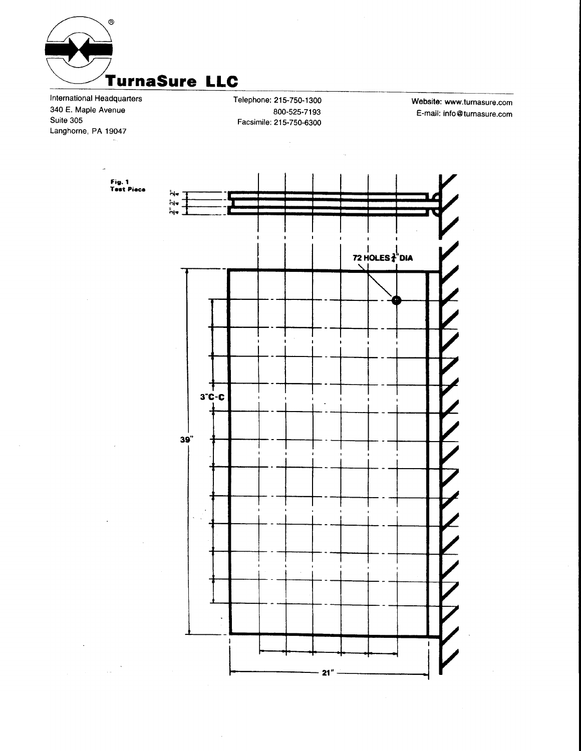**TurnaSure LLC**

International Headquarters
340 E. Maple Avenue
Suite 305
Langhorne, PA 19047

Telephone: 215-750-1300
800-525-7193
Facsimile: 215-750-6300

Website: www.turnasure.com
E-mail: info@turnasure.com

**Fig. 1**
**Test Piece**

3/4"
3/4"
3/4"

72 HOLES 3/4" DIA

3"C-C

39"

21"